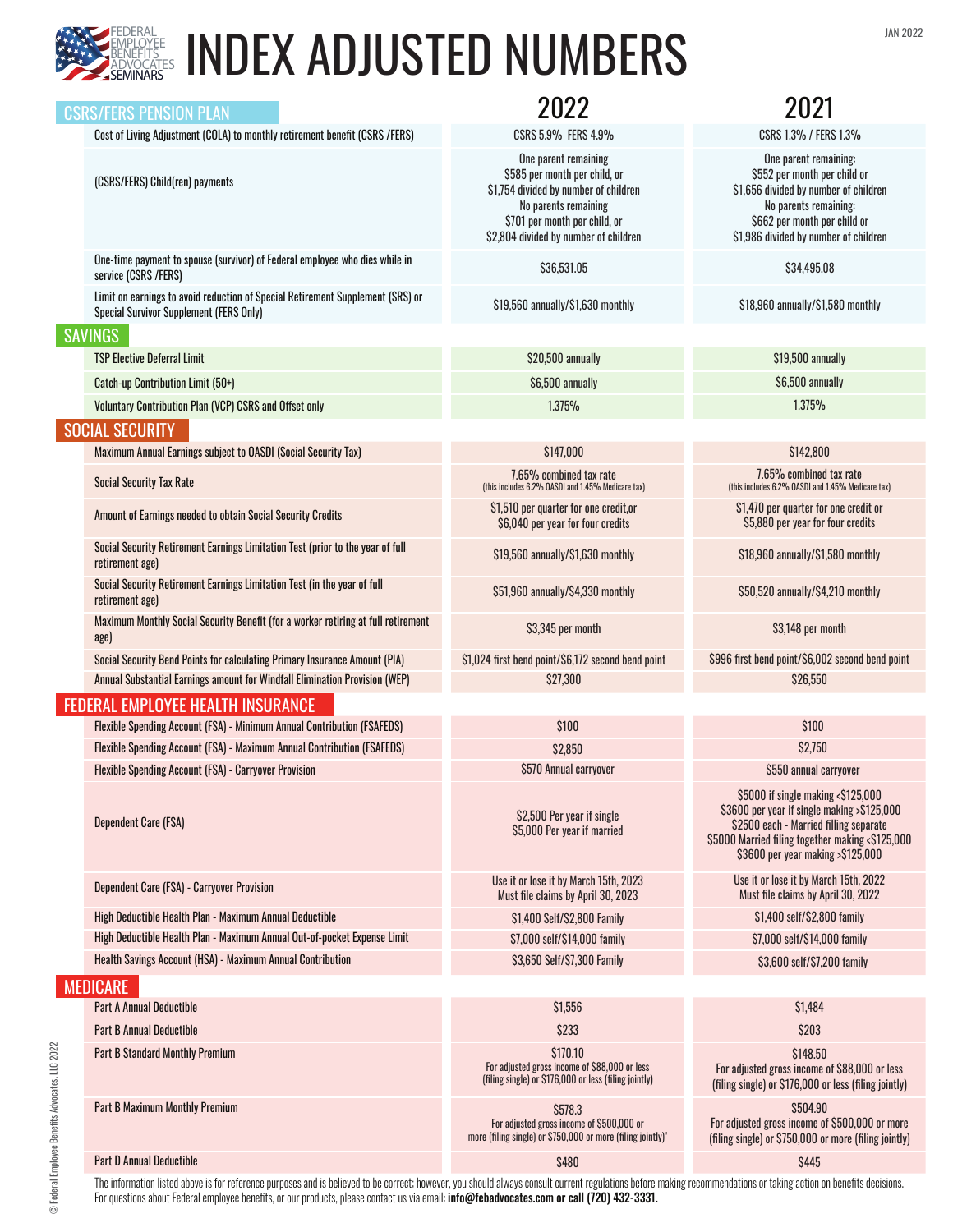# INDEX ADJUSTED NUMBERS

JAN 2022

| | 2022 | 2021 |
|---|---|---|
| **CSRS/FERS PENSION PLAN** | | |
| Cost of Living Adjustment (COLA) to monthly retirement benefit (CSRS /FERS) | CSRS 5.9% FERS 4.9% | CSRS 1.3% / FERS 1.3% |
| (CSRS/FERS) Child(ren) payments | One parent remaining<br>$585 per month per child, or<br>$1,754 divided by number of children<br>No parents remaining<br>$701 per month per child, or<br>$2,804 divided by number of children | One parent remaining:<br>$552 per month per child or<br>$1,656 divided by number of children<br>No parents remaining:<br>$662 per month per child or<br>$1,986 divided by number of children |
| One-time payment to spouse (survivor) of Federal employee who dies while in service (CSRS /FERS) | $36,531.05 | $34,495.08 |
| Limit on earnings to avoid reduction of Special Retirement Supplement (SRS) or Special Survivor Supplement (FERS Only) | $19,560 annually/$1,630 monthly | $18,960 annually/$1,580 monthly |
| **SAVINGS** | | |
| TSP Elective Deferral Limit | $20,500 annually | $19,500 annually |
| Catch-up Contribution Limit (50+) | $6,500 annually | $6,500 annually |
| Voluntary Contribution Plan (VCP) CSRS and Offset only | 1.375% | 1.375% |
| **SOCIAL SECURITY** | | |
| Maximum Annual Earnings subject to OASDI (Social Security Tax) | $147,000 | $142,800 |
| Social Security Tax Rate | 7.65% combined tax rate<br>(this includes 6.2% OASDI and 1.45% Medicare tax) | 7.65% combined tax rate<br>(this includes 6.2% OASDI and 1.45% Medicare tax) |
| Amount of Earnings needed to obtain Social Security Credits | $1,510 per quarter for one credit,or<br>$6,040 per year for four credits | $1,470 per quarter for one credit or<br>$5,880 per year for four credits |
| Social Security Retirement Earnings Limitation Test (prior to the year of full retirement age) | $19,560 annually/$1,630 monthly | $18,960 annually/$1,580 monthly |
| Social Security Retirement Earnings Limitation Test (in the year of full retirement age) | $51,960 annually/$4,330 monthly | $50,520 annually/$4,210 monthly |
| Maximum Monthly Social Security Benefit (for a worker retiring at full retirement age) | $3,345 per month | $3,148 per month |
| Social Security Bend Points for calculating Primary Insurance Amount (PIA) | $1,024 first bend point/$6,172 second bend point | $996 first bend point/$6,002 second bend point |
| Annual Substantial Earnings amount for Windfall Elimination Provision (WEP) | $27,300 | $26,550 |
| **FEDERAL EMPLOYEE HEALTH INSURANCE** | | |
| Flexible Spending Account (FSA) - Minimum Annual Contribution (FSAFEDS) | $100 | $100 |
| Flexible Spending Account (FSA) - Maximum Annual Contribution (FSAFEDS) | $2,850 | $2,750 |
| Flexible Spending Account (FSA) - Carryover Provision | $570 Annual carryover | $550 annual carryover |
| Dependent Care (FSA) | $2,500 Per year if single<br>$5,000 Per year if married | $5000 if single making <$125,000<br>$3600 per year if single making >$125,000<br>$2500 each - Married filling separate<br>$5000 Married filing together making <$125,000<br>$3600 per year making >$125,000 |
| Dependent Care (FSA) - Carryover Provision | Use it or lose it by March 15th, 2023<br>Must file claims by April 30, 2023 | Use it or lose it by March 15th, 2022<br>Must file claims by April 30, 2022 |
| High Deductible Health Plan - Maximum Annual Deductible | $1,400 Self/$2,800 Family | $1,400 self/$2,800 family |
| High Deductible Health Plan - Maximum Annual Out-of-pocket Expense Limit | $7,000 self/$14,000 family | $7,000 self/$14,000 family |
| Health Savings Account (HSA) - Maximum Annual Contribution | $3,650 Self/$7,300 Family | $3,600 self/$7,200 family |
| **MEDICARE** | | |
| Part A Annual Deductible | $1,556 | $1,484 |
| Part B Annual Deductible | $233 | $203 |
| Part B Standard Monthly Premium | $170.10<br>For adjusted gross income of $88,000 or less (filing single) or $176,000 or less (filing jointly) | $148.50<br>For adjusted gross income of $88,000 or less (filing single) or $176,000 or less (filing jointly) |
| Part B Maximum Monthly Premium | $578.3<br>For adjusted gross income of $500,000 or more (filing single) or $750,000 or more (filing jointly)" | $504.90<br>For adjusted gross income of $500,000 or more (filing single) or $750,000 or more (filing jointly) |
| Part D Annual Deductible | $480 | $445 |

The information listed above is for reference purposes and is believed to be correct; however, you should always consult current regulations before making recommendations or taking action on benefits decisions. For questions about Federal employee benefits, or our products, please contact us via email: **info@febadvocates.com or call (720) 432-3331.**

© Federal Employee Benefits Advocates, LLC 2022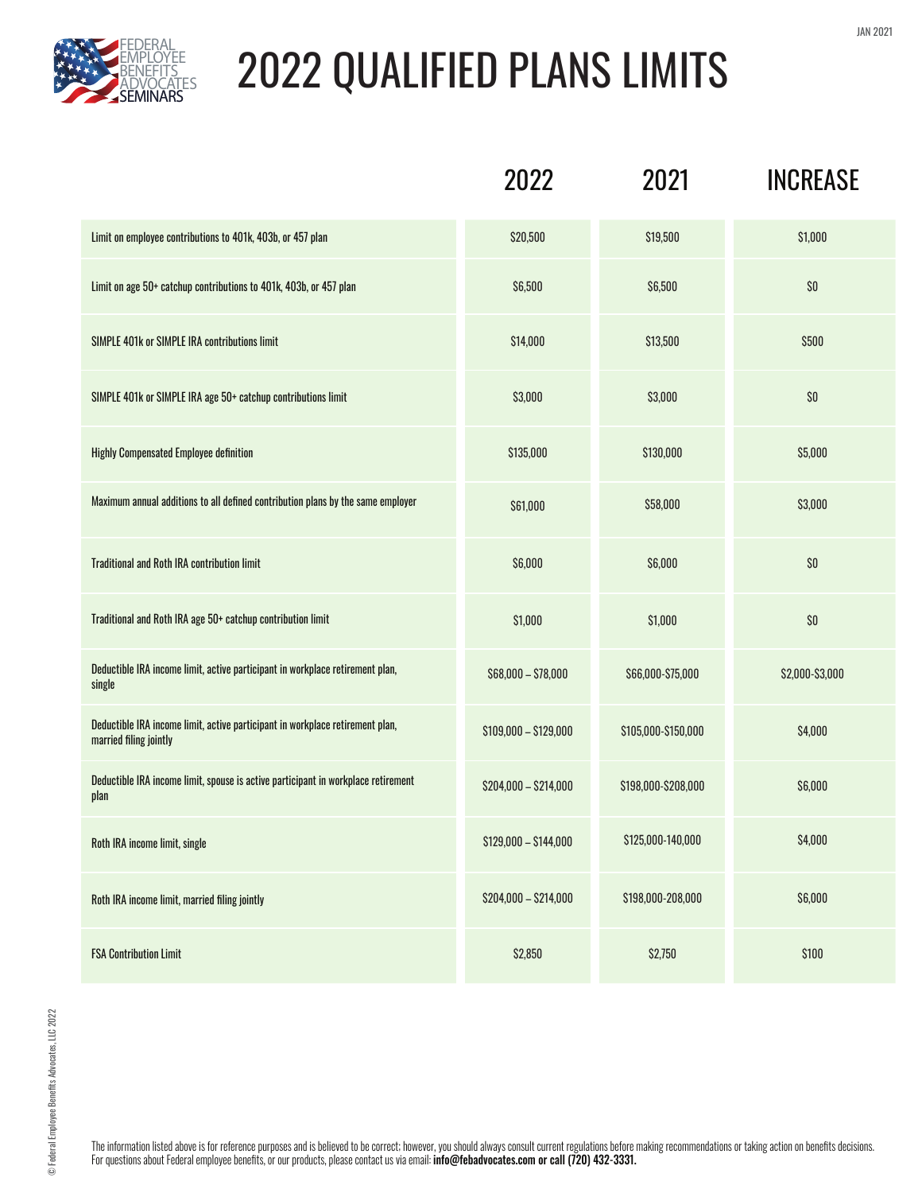# 2022 QUALIFIED PLANS LIMITS

| | 2022 | 2021 | INCREASE |
|---|---|---|---|
| Limit on employee contributions to 401k, 403b, or 457 plan | $20,500 | $19,500 | $1,000 |
| Limit on age 50+ catchup contributions to 401k, 403b, or 457 plan | $6,500 | $6,500 | $0 |
| SIMPLE 401k or SIMPLE IRA contributions limit | $14,000 | $13,500 | $500 |
| SIMPLE 401k or SIMPLE IRA age 50+ catchup contributions limit | $3,000 | $3,000 | $0 |
| Highly Compensated Employee definition | $135,000 | $130,000 | $5,000 |
| Maximum annual additions to all defined contribution plans by the same employer | $61,000 | $58,000 | $3,000 |
| Traditional and Roth IRA contribution limit | $6,000 | $6,000 | $0 |
| Traditional and Roth IRA age 50+ catchup contribution limit | $1,000 | $1,000 | $0 |
| Deductible IRA income limit, active participant in workplace retirement plan, single | $68,000 – $78,000 | $66,000-$75,000 | $2,000-$3,000 |
| Deductible IRA income limit, active participant in workplace retirement plan, married filing jointly | $109,000 – $129,000 | $105,000-$150,000 | $4,000 |
| Deductible IRA income limit, spouse is active participant in workplace retirement plan | $204,000 – $214,000 | $198,000-$208,000 | $6,000 |
| Roth IRA income limit, single | $129,000 – $144,000 | $125,000-140,000 | $4,000 |
| Roth IRA income limit, married filing jointly | $204,000 – $214,000 | $198,000-208,000 | $6,000 |
| FSA Contribution Limit | $2,850 | $2,750 | $100 |

The information listed above is for reference purposes and is believed to be correct; however, you should always consult current regulations before making recommendations or taking action on benefits decisions. For questions about Federal employee benefits, or our products, please contact us via email: **info@febadvocates.com or call (720) 432-3331.**